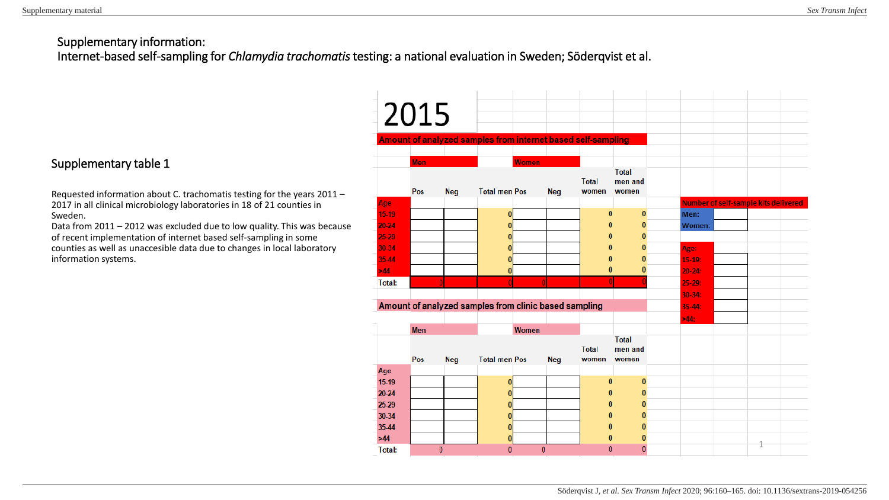## Supplementary information:

Internet-based self-sampling for *Chlamydia trachomatis* testing: a national evaluation in Sweden; Söderqvist et al.

### Supplementary table 1

Requested information about C. trachomatis testing for the years 2011 – 2017 in all clinical microbiology laboratories in 18 of 21 counties in Sweden.
Data from 2011 – 2012 was excluded due to low quality. This was because of recent implementation of internet based self-sampling in some counties as well as unaccesible data due to changes in local laboratory information systems.

# 2015

**Amount of analyzed samples from internet based self-sampling**

| | Men | | | Women | | | |
|---|---|---|---|---|---|---|---|
| Age | Pos | Neg | Total men | Pos | Neg | Total women | Total men and women |
| 15-19 | | | 0 | | | 0 | 0 |
| 20-24 | | | 0 | | | 0 | 0 |
| 25-29 | | | 0 | | | 0 | 0 |
| 30-34 | | | 0 | | | 0 | 0 |
| 35-44 | | | 0 | | | 0 | 0 |
| >44 | | | 0 | | | 0 | 0 |
| Total: | 0 | | 0 | 0 | | 0 | 0 |

**Number of self-sample kits delivered**

| | |
|---|---|
| Men: | |
| Women: | |

| Age: | |
|---|---|
| 15-19: | |
| 20-24: | |
| 25-29: | |
| 30-34: | |
| 35-44: | |
| >44: | |

**Amount of analyzed samples from clinic based sampling**

| | Men | | | Women | | | |
|---|---|---|---|---|---|---|---|
| Age | Pos | Neg | Total men | Pos | Neg | Total women | Total men and women |
| 15-19 | | | 0 | | | 0 | 0 |
| 20-24 | | | 0 | | | 0 | 0 |
| 25-29 | | | 0 | | | 0 | 0 |
| 30-34 | | | 0 | | | 0 | 0 |
| 35-44 | | | 0 | | | 0 | 0 |
| >44 | | | 0 | | | 0 | 0 |
| Total: | 0 | | 0 | 0 | | 0 | 0 |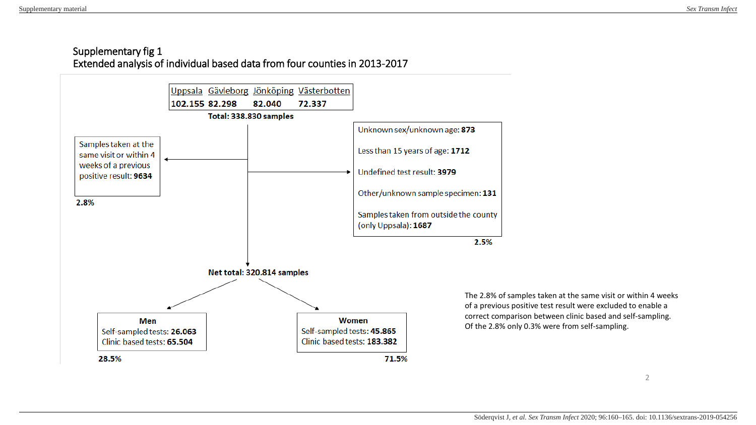## Supplementary fig 1

### Extended analysis of individual based data from four counties in 2013-2017

| Uppsala | Gävleborg | Jönköping | Västerbotten |
|---|---|---|---|
| **102.155** | **82.298** | **82.040** | **72.337** |

**Total: 338.830 samples**

Samples taken at the same visit or within 4 weeks of a previous positive result: **9634**

**2.8%**

Unknown sex/unknown age: **873**

Less than 15 years of age: **1712**

Undefined test result: **3979**

Other/unknown sample specimen: **131**

Samples taken from outside the county (only Uppsala): **1687**

**2.5%**

**Net total:** **320.814 samples**

**Men**
Self-sampled tests: **26.063**
Clinic based tests: **65.504**

**28.5%**

**Women**
Self-sampled tests: **45.865**
Clinic based tests: **183.382**

**71.5%**

The 2.8% of samples taken at the same visit or within 4 weeks of a previous positive test result were excluded to enable a correct comparison between clinic based and self-sampling. Of the 2.8% only 0.3% were from self-sampling.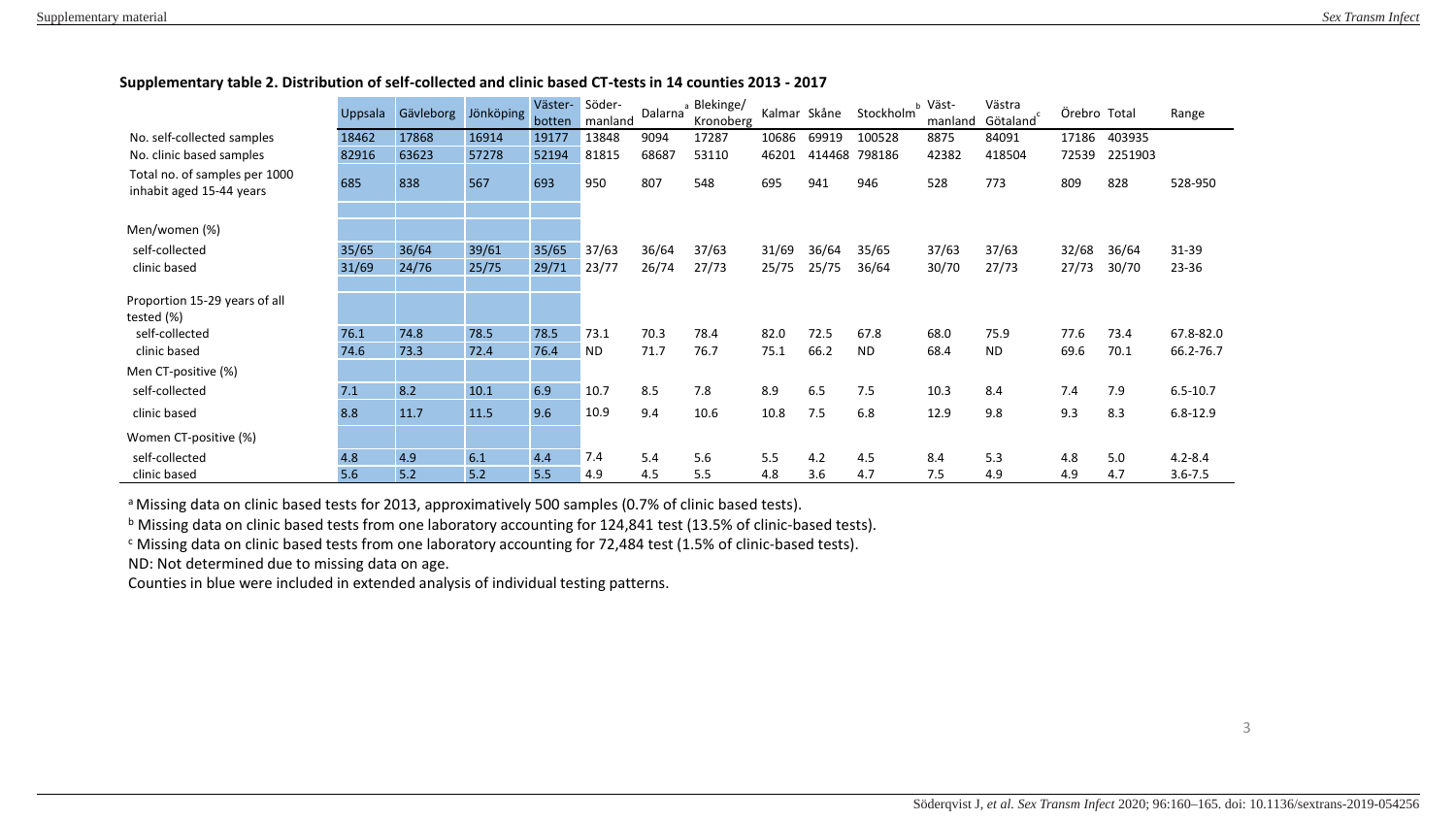**Supplementary table 2. Distribution of self-collected and clinic based CT-tests in 14 counties 2013 - 2017**

| | Uppsala | Gävleborg | Jönköping | Västerbotten | Södermanland | Dalarna[a] | Blekinge/ Kronoberg | Kalmar | Skåne | Stockholm[b] | Västmanland | Västra Götaland[c] | Örebro | Total | Range |
|---|---|---|---|---|---|---|---|---|---|---|---|---|---|---|---|
| No. self-collected samples | 18462 | 17868 | 16914 | 19177 | 13848 | 9094 | 17287 | 10686 | 69919 | 100528 | 8875 | 84091 | 17186 | 403935 | |
| No. clinic based samples | 82916 | 63623 | 57278 | 52194 | 81815 | 68687 | 53110 | 46201 | 414468 | 798186 | 42382 | 418504 | 72539 | 2251903 | |
| Total no. of samples per 1000 inhabiat aged 15-44 years | 685 | 838 | 567 | 693 | 950 | 807 | 548 | 695 | 941 | 946 | 528 | 773 | 809 | 828 | 528-950 |
| Men/women (%) | | | | | | | | | | | | | | | |
| self-collected | 35/65 | 36/64 | 39/61 | 35/65 | 37/63 | 36/64 | 37/63 | 31/69 | 36/64 | 35/65 | 37/63 | 37/63 | 32/68 | 36/64 | 31-39 |
| clinic based | 31/69 | 24/76 | 25/75 | 29/71 | 23/77 | 26/74 | 27/73 | 25/75 | 25/75 | 36/64 | 30/70 | 27/73 | 27/73 | 30/70 | 23-36 |
| Proportion 15-29 years of all tested (%) | | | | | | | | | | | | | | | |
| self-collected | 76.1 | 74.8 | 78.5 | 78.5 | 73.1 | 70.3 | 78.4 | 82.0 | 72.5 | 67.8 | 68.0 | 75.9 | 77.6 | 73.4 | 67.8-82.0 |
| clinic based | 74.6 | 73.3 | 72.4 | 76.4 | ND | 71.7 | 76.7 | 75.1 | 66.2 | ND | 68.4 | ND | 69.6 | 70.1 | 66.2-76.7 |
| Men CT-positive (%) | | | | | | | | | | | | | | | |
| self-collected | 7.1 | 8.2 | 10.1 | 6.9 | 10.7 | 8.5 | 7.8 | 8.9 | 6.5 | 7.5 | 10.3 | 8.4 | 7.4 | 7.9 | 6.5-10.7 |
| clinic based | 8.8 | 11.7 | 11.5 | 9.6 | 10.9 | 9.4 | 10.6 | 10.8 | 7.5 | 6.8 | 12.9 | 9.8 | 9.3 | 8.3 | 6.8-12.9 |
| Women CT-positive (%) | | | | | | | | | | | | | | | |
| self-collected | 4.8 | 4.9 | 6.1 | 4.4 | 7.4 | 5.4 | 5.6 | 5.5 | 4.2 | 4.5 | 8.4 | 5.3 | 4.8 | 5.0 | 4.2-8.4 |
| clinic based | 5.6 | 5.2 | 5.2 | 5.5 | 4.9 | 4.5 | 5.5 | 4.8 | 3.6 | 4.7 | 7.5 | 4.9 | 4.9 | 4.7 | 3.6-7.5 |

[a] Missing data on clinic based tests for 2013, approximatively 500 samples (0.7% of clinic based tests).

[b] Missing data on clinic based tests from one laboratory accounting for 124,841 test (13.5% of clinic-based tests).

[c] Missing data on clinic based tests from one laboratory accounting for 72,484 test (1.5% of clinic-based tests).

ND: Not determined due to missing data on age.

Counties in blue were included in extended analysis of individual testing patterns.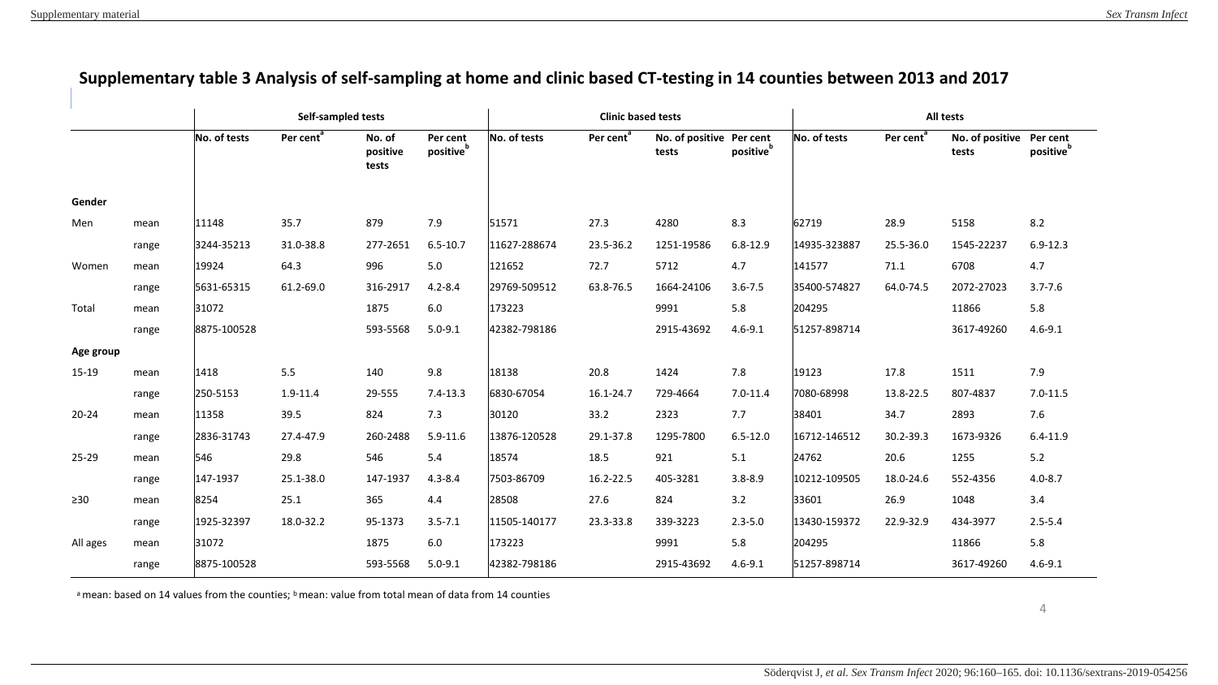## Supplementary table 3 Analysis of self-sampling at home and clinic based CT-testing in 14 counties between 2013 and 2017

| | | Self-sampled tests | | | | Clinic based tests | | | | All tests | | | |
|---|---|---|---|---|---|---|---|---|---|---|---|---|---|
| | | No. of tests | Per cent[a] | No. of positive tests | Per cent positive[b] | No. of tests | Per cent[a] | No. of positive tests | Per cent positive[b] | No. of tests | Per cent[a] | No. of positive tests | Per cent positive[b] |
| **Gender** | | | | | | | | | | | | | |
| Men | mean | 11148 | 35.7 | 879 | 7.9 | 51571 | 27.3 | 4280 | 8.3 | 62719 | 28.9 | 5158 | 8.2 |
| | range | 3244-35213 | 31.0-38.8 | 277-2651 | 6.5-10.7 | 11627-288674 | 23.5-36.2 | 1251-19586 | 6.8-12.9 | 14935-323887 | 25.5-36.0 | 1545-22237 | 6.9-12.3 |
| Women | mean | 19924 | 64.3 | 996 | 5.0 | 121652 | 72.7 | 5712 | 4.7 | 141577 | 71.1 | 6708 | 4.7 |
| | range | 5631-65315 | 61.2-69.0 | 316-2917 | 4.2-8.4 | 29769-509512 | 63.8-76.5 | 1664-24106 | 3.6-7.5 | 35400-574827 | 64.0-74.5 | 2072-27023 | 3.7-7.6 |
| Total | mean | 31072 | | 1875 | 6.0 | 173223 | | 9991 | 5.8 | 204295 | | 11866 | 5.8 |
| | range | 8875-100528 | | 593-5568 | 5.0-9.1 | 42382-798186 | | 2915-43692 | 4.6-9.1 | 51257-898714 | | 3617-49260 | 4.6-9.1 |
| **Age group** | | | | | | | | | | | | | |
| 15-19 | mean | 1418 | 5.5 | 140 | 9.8 | 18138 | 20.8 | 1424 | 7.8 | 19123 | 17.8 | 1511 | 7.9 |
| | range | 250-5153 | 1.9-11.4 | 29-555 | 7.4-13.3 | 6830-67054 | 16.1-24.7 | 729-4664 | 7.0-11.4 | 7080-68998 | 13.8-22.5 | 807-4837 | 7.0-11.5 |
| 20-24 | mean | 11358 | 39.5 | 824 | 7.3 | 30120 | 33.2 | 2323 | 7.7 | 38401 | 34.7 | 2893 | 7.6 |
| | range | 2836-31743 | 27.4-47.9 | 260-2488 | 5.9-11.6 | 13876-120528 | 29.1-37.8 | 1295-7800 | 6.5-12.0 | 16712-146512 | 30.2-39.3 | 1673-9326 | 6.4-11.9 |
| 25-29 | mean | 546 | 29.8 | 546 | 5.4 | 18574 | 18.5 | 921 | 5.1 | 24762 | 20.6 | 1255 | 5.2 |
| | range | 147-1937 | 25.1-38.0 | 147-1937 | 4.3-8.4 | 7503-86709 | 16.2-22.5 | 405-3281 | 3.8-8.9 | 10212-109505 | 18.0-24.6 | 552-4356 | 4.0-8.7 |
| ≥30 | mean | 8254 | 25.1 | 365 | 4.4 | 28508 | 27.6 | 824 | 3.2 | 33601 | 26.9 | 1048 | 3.4 |
| | range | 1925-32397 | 18.0-32.2 | 95-1373 | 3.5-7.1 | 11505-140177 | 23.3-33.8 | 339-3223 | 2.3-5.0 | 13430-159372 | 22.9-32.9 | 434-3977 | 2.5-5.4 |
| All ages | mean | 31072 | | 1875 | 6.0 | 173223 | | 9991 | 5.8 | 204295 | | 11866 | 5.8 |
| | range | 8875-100528 | | 593-5568 | 5.0-9.1 | 42382-798186 | | 2915-43692 | 4.6-9.1 | 51257-898714 | | 3617-49260 | 4.6-9.1 |

[a] mean: based on 14 values from the counties; [b] mean: value from total mean of data from 14 counties